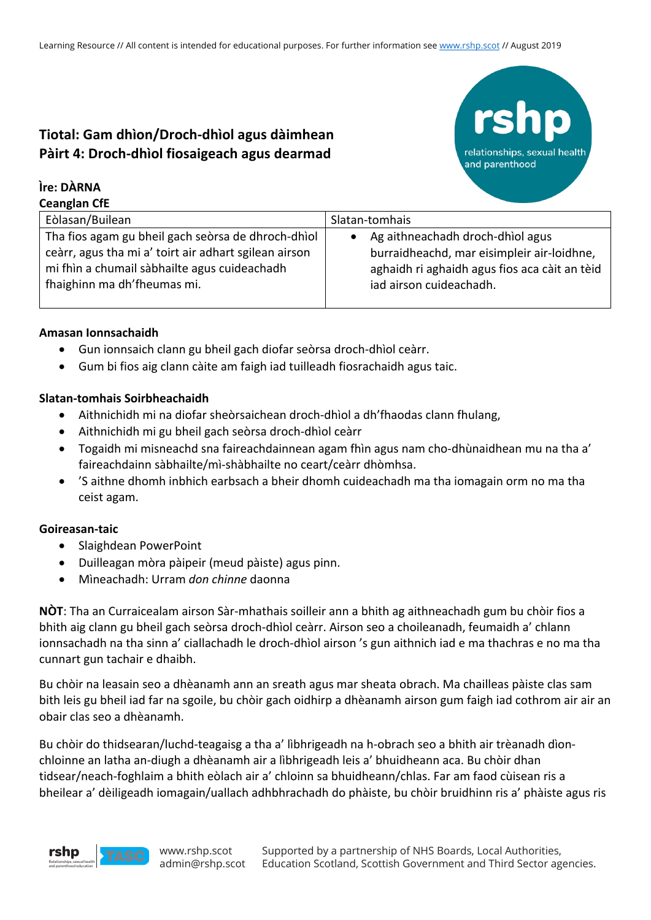## Tiotal: Gam dhìon/Droch-dhìol agus dàimhean
## Pàirt 4: Droch-dhìol fiosaigeach agus dearmad

**Ìre: DÀRNA**

**Ceanglan CfE**

| Eòlasan/Builean | Slatan-tomhais |
| --- | --- |
| Tha fios agam gu bheil gach seòrsa de dhroch-dhìol ceàrr, agus tha mi a' toirt air adhart sgilean airson mi fhìn a chumail sàbhailte agus cuideachadh fhaighinn ma dh'fheumas mi. | • Ag aithneachadh droch-dhìol agus burraidheachd, mar eisimpleir air-loidhne, aghaidh ri aghaidh agus fios aca càit an tèid iad airson cuideachadh. |

**Amasan Ionnsachaidh**

- Gun ionnsaich clann gu bheil gach diofar seòrsa droch-dhìol ceàrr.
- Gum bi fios aig clann càite am faigh iad tuilleadh fiosrachaidh agus taic.

**Slatan-tomhais Soirbheachaidh**

- Aithnichidh mi na diofar sheòrsaichean droch-dhìol a dh'fhaodas clann fhulang,
- Aithnichidh mi gu bheil gach seòrsa droch-dhìol ceàrr
- Togaidh mi misneachd sna faireachdainnean agam fhìn agus nam cho-dhùnaidhean mu na tha a' faireachdainn sàbhailte/mì-shàbhailte no ceart/ceàrr dhòmhsa.
- 'S aithne dhomh inbhich earbsach a bheir dhomh cuideachadh ma tha iomagain orm no ma tha ceist agam.

**Goireasan-taic**

- Slaighdean PowerPoint
- Duilleagan mòra pàipeir (meud pàiste) agus pinn.
- Mìneachadh: Urram *don chinne* daonna

**NÒT**: Tha an Curraicealam airson Sàr-mhathais soilleir ann a bhith ag aithneachadh gum bu chòir fios a bhith aig clann gu bheil gach seòrsa droch-dhìol ceàrr. Airson seo a choileanadh, feumaidh a' chlann ionnsachadh na tha sinn a' ciallachadh le droch-dhìol airson 's gun aithnich iad e ma thachras e no ma tha cunnart gun tachair e dhaibh.

Bu chòir na leasain seo a dhèanamh ann an sreath agus mar sheata obrach. Ma chailleas pàiste clas sam bith leis gu bheil iad far na sgoile, bu chòir gach oidhirp a dhèanamh airson gum faigh iad cothrom air air an obair clas seo a dhèanamh.

Bu chòir do thidsearan/luchd-teagaisg a tha a' lìbhrigeadh na h-obrach seo a bhith air trèanadh dìon-chloinne an latha an-diugh a dhèanamh air a lìbhrigeadh leis a' bhuidheann aca. Bu chòir dhan tidsear/neach-foghlaim a bhith eòlach air a' chloinn sa bhuidheann/chlas. Far am faod cùisean ris a bheilear a' dèiligeadh iomagain/uallach adhbhrachadh do phàiste, bu chòir bruidhinn ris a' phàiste agus ris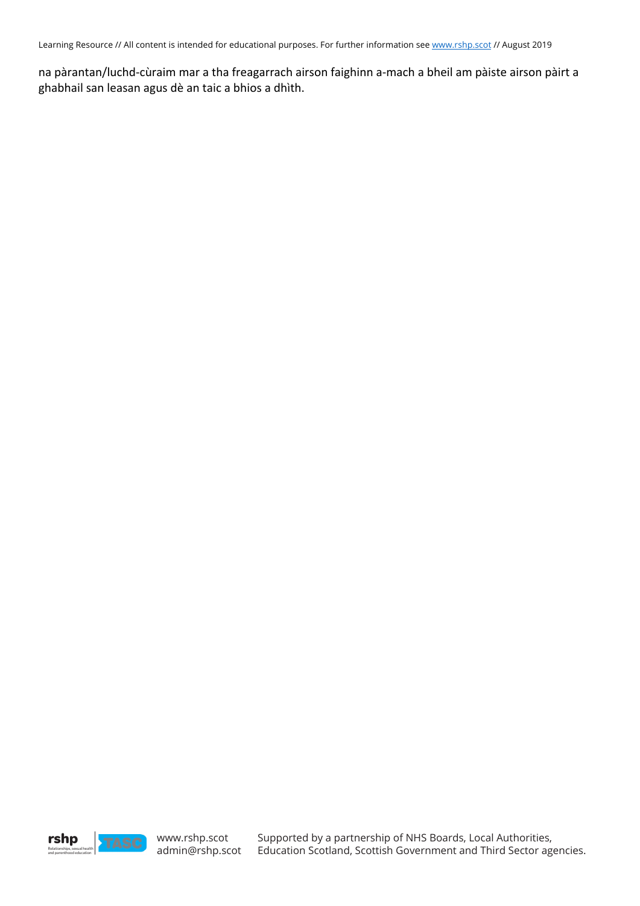na pàrantan/luchd-cùraim mar a tha freagarrach airson faighinn a-mach a bheil am pàiste airson pàirt a ghabhail san leasan agus dè an taic a bhios a dhìth.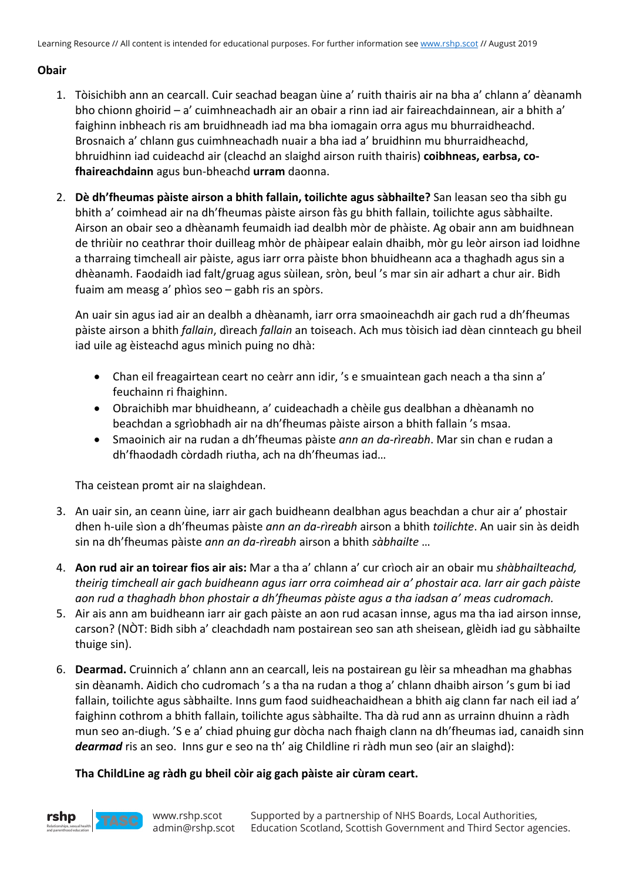**Obair**

1. Tòisichibh ann an cearcall. Cuir seachad beagan ùine a' ruith thairis air na bha a' chlann a' dèanamh bho chionn ghoirid – a' cuimhneachadh air an obair a rinn iad air faireachdainnean, air a bhith a' faighinn inbheach ris am bruidhneadh iad ma bha iomagain orra agus mu bhurraidheachd. Brosnaich a' chlann gus cuimhneachadh nuair a bha iad a' bruidhinn mu bhurraidheachd, bhruidhinn iad cuideachd air (cleachd an slaighd airson ruith thairis) **coibhneas, earbsa, co-fhaireachdainn** agus bun-bheachd **urram** daonna.

2. **Dè dh'fheumas pàiste airson a bhith fallain, toilichte agus sàbhailte?** San leasan seo tha sibh gu bhith a' coimhead air na dh'fheumas pàiste airson fàs gu bhith fallain, toilichte agus sàbhailte. Airson an obair seo a dhèanamh feumaidh iad dealbh mòr de phàiste. Ag obair ann am buidhnean de thriùir no ceathrar thoir duilleag mhòr de phàipear ealain dhaibh, mòr gu leòr airson iad loidhne a tharraing timcheall air pàiste, agus iarr orra pàiste bhon bhuidheann aca a thaghadh agus sin a dhèanamh. Faodaidh iad falt/gruag agus sùilean, sròn, beul 's mar sin air adhart a chur air. Bidh fuaim am measg a' phìos seo – gabh ris an spòrs.

   An uair sin agus iad air an dealbh a dhèanamh, iarr orra smaoineachdh air gach rud a dh'fheumas pàiste airson a bhith *fallain*, dìreach *fallain* an toiseach. Ach mus tòisich iad dèan cinnteach gu bheil iad uile ag èisteachd agus mìnich puing no dhà:

   - Chan eil freagairtean ceart no ceàrr ann idir, 's e smuaintean gach neach a tha sinn a' feuchainn ri fhaighinn.
   - Obraichibh mar bhuidheann, a' cuideachadh a chèile gus dealbhan a dhèanamh no beachdan a sgrìobhadh air na dh'fheumas pàiste airson a bhith fallain 's msaa.
   - Smaoinich air na rudan a dh'fheumas pàiste *ann an da-rìreabh*. Mar sin chan e rudan a dh'fhaodadh còrdadh riutha, ach na dh'fheumas iad…

   Tha ceistean promt air na slaighdean.

3. An uair sin, an ceann ùine, iarr air gach buidheann dealbhan agus beachdan a chur air a' phostair dhen h-uile sìon a dh'fheumas pàiste *ann an da-rìreabh* airson a bhith *toilichte*. An uair sin às deidh sin na dh'fheumas pàiste *ann an da-rìreabh* airson a bhith *sàbhailte* …

4. **Aon rud air an toirear fios air ais:** Mar a tha a' chlann a' cur crìoch air an obair mu *shàbhailteachd, theirig timcheall air gach buidheann agus iarr orra coimhead air a' phostair aca. Iarr air gach pàiste aon rud a thaghadh bhon phostair a dh'fheumas pàiste agus a tha iadsan a' meas cudromach.*
5. Air ais ann am buidheann iarr air gach pàiste an aon rud acasan innse, agus ma tha iad airson innse, carson? (NÒT: Bidh sibh a' cleachdadh nam postairean seo san ath sheisean, glèidh iad gu sàbhailte thuige sin).

6. **Dearmad.** Cruinnich a' chlann ann an cearcall, leis na postairean gu lèir sa mheadhan ma ghabhas sin dèanamh. Aidich cho cudromach 's a tha na rudan a thog a' chlann dhaibh airson 's gum bi iad fallain, toilichte agus sàbhailte. Inns gum faod suidheachaidhean a bhith aig clann far nach eil iad a' faighinn cothrom a bhith fallain, toilichte agus sàbhailte. Tha dà rud ann as urrainn dhuinn a ràdh mun seo an-diugh. 'S e a' chiad phuing gur dòcha nach fhaigh clann na dh'fheumas iad, canaidh sinn ***dearmad*** ris an seo. Inns gur e seo na th' aig Childline ri ràdh mun seo (air an slaighd):

   **Tha ChildLine ag ràdh gu bheil còir aig gach pàiste air cùram ceart.**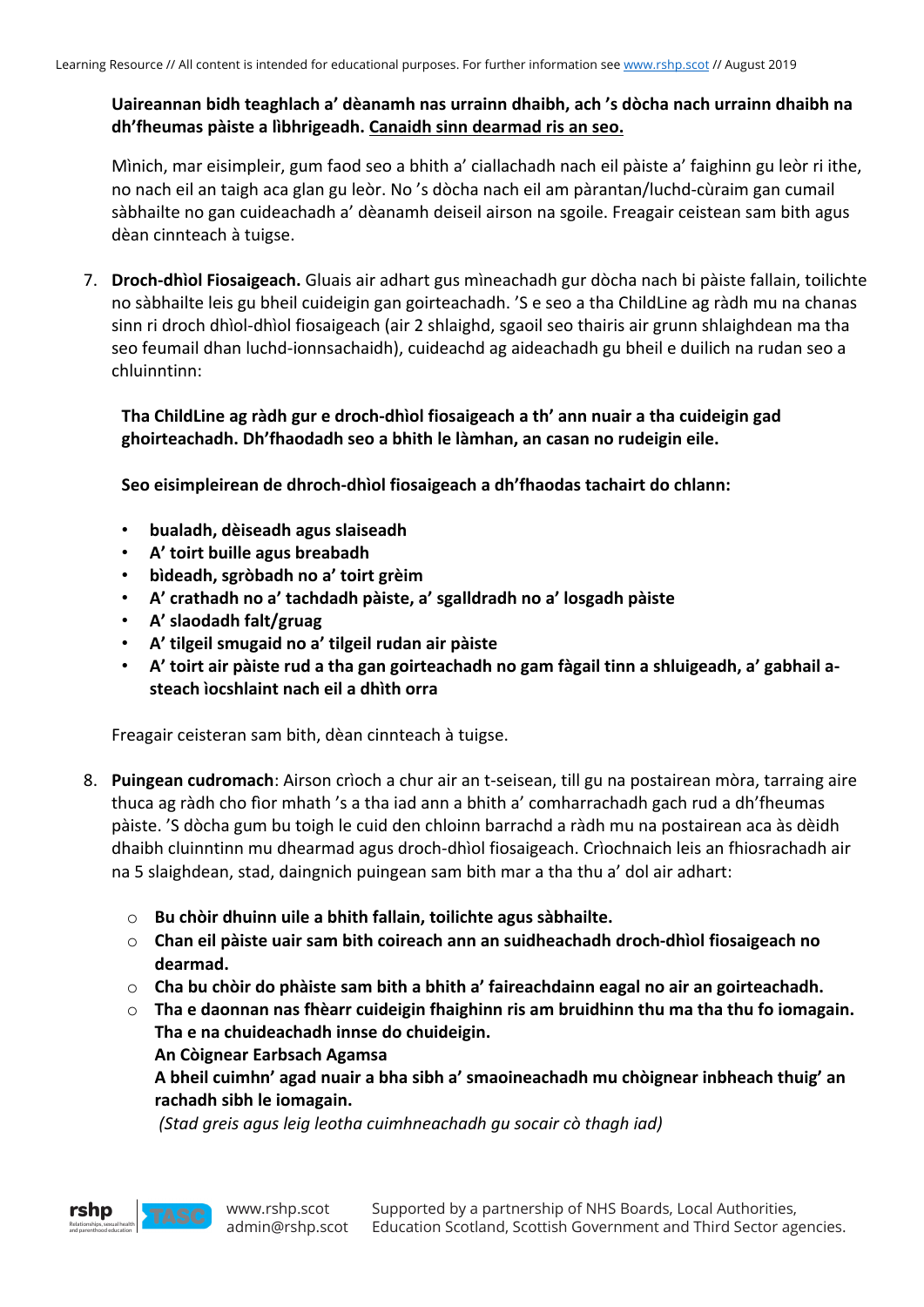**Uaireannan bidh teaghlach a' dèanamh nas urrainn dhaibh, ach 's dòcha nach urrainn dhaibh na dh'fheumas pàiste a lìbhrigeadh. Canaidh sinn dearmad ris an seo.**

Mìnich, mar eisimpleir, gum faod seo a bhith a' ciallachadh nach eil pàiste a' faighinn gu leòr ri ithe, no nach eil an taigh aca glan gu leòr. No 's dòcha nach eil am pàrantan/luchd-cùraim gan cumail sàbhailte no gan cuideachadh a' dèanamh deiseil airson na sgoile. Freagair ceistean sam bith agus dèan cinnteach à tuigse.

7. **Droch-dhìol Fiosaigeach.** Gluais air adhart gus mìneachadh gur dòcha nach bi pàiste fallain, toilichte no sàbhailte leis gu bheil cuideigin gan goirteachadh. 'S e seo a tha ChildLine ag ràdh mu na chanas sinn ri droch dhìol-dhìol fiosaigeach (air 2 shlaighd, sgaoil seo thairis air grunn shlaighdean ma tha seo feumail dhan luchd-ionnsachaidh), cuideachd ag aideachadh gu bheil e duilich na rudan seo a chluinntinn:

   **Tha ChildLine ag ràdh gur e droch-dhìol fiosaigeach a th' ann nuair a tha cuideigin gad ghoirteachadh. Dh'fhaodadh seo a bhith le làmhan, an casan no rudeigin eile.**

   **Seo eisimpleirean de dhroch-dhìol fiosaigeach a dh'fhaodas tachairt do chlann:**

   - **bualadh, dèiseadh agus slaiseadh**
   - **A' toirt buille agus breabadh**
   - **bìdeadh, sgròbadh no a' toirt grèim**
   - **A' crathadh no a' tachdadh pàiste, a' sgalldradh no a' losgadh pàiste**
   - **A' slaodadh falt/gruag**
   - **A' tilgeil smugaid no a' tilgeil rudan air pàiste**
   - **A' toirt air pàiste rud a tha gan goirteachadh no gam fàgail tinn a shluigeadh, a' gabhail a-steach ìocshlaint nach eil a dhìth orra**

   Freagair ceisteran sam bith, dèan cinnteach à tuigse.

8. **Puingean cudromach**: Airson crìoch a chur air an t-seisean, till gu na postairean mòra, tarraing aire thuca ag ràdh cho fìor mhath 's a tha iad ann a bhith a' comharrachadh gach rud a dh'fheumas pàiste. 'S dòcha gum bu toigh le cuid den chloinn barrachd a ràdh mu na postairean aca às dèidh dhaibh cluinntinn mu dhearmad agus droch-dhìol fiosaigeach. Crìochnaich leis an fhiosrachadh air na 5 slaighdean, stad, daingnich puingean sam bith mar a tha thu a' dol air adhart:

   - **Bu chòir dhuinn uile a bhith fallain, toilichte agus sàbhailte.**
   - **Chan eil pàiste uair sam bith coireach ann an suidheachadh droch-dhìol fiosaigeach no dearmad.**
   - **Cha bu chòir do phàiste sam bith a bhith a' faireachdainn eagal no air an goirteachadh.**
   - **Tha e daonnan nas fhèarr cuideigin fhaighinn ris am bruidhinn thu ma tha thu fo iomagain. Tha e na chuideachadh innse do chuideigin.**
     **An Còignear Earbsach Agamsa**
     **A bheil cuimhn' agad nuair a bha sibh a' smaoineachadh mu chòignear inbheach thuig' an rachadh sibh le iomagain.**
     *(Stad greis agus leig leotha cuimhneachadh gu socair cò thagh iad)*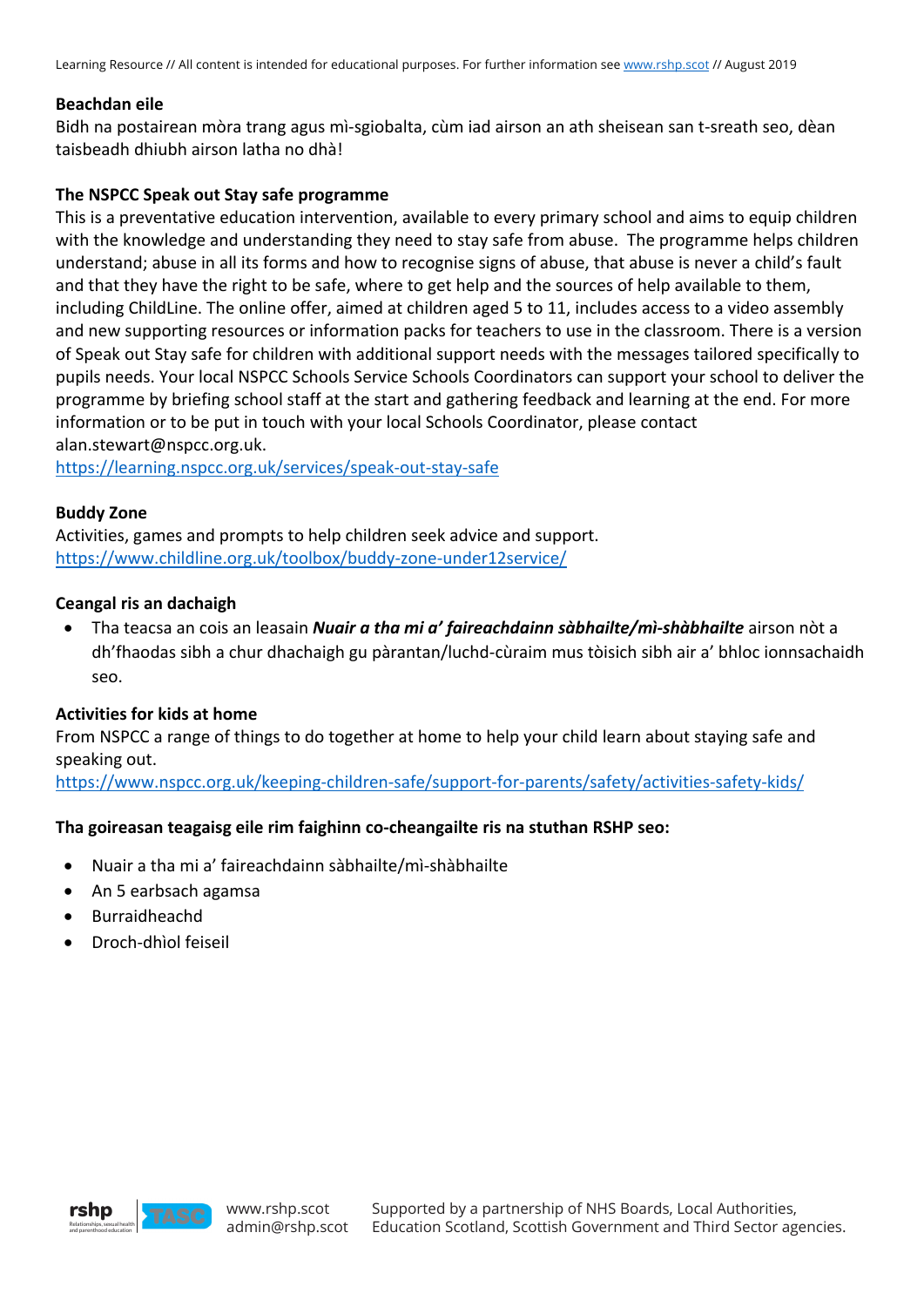**Beachdan eile**

Bidh na postairean mòra trang agus mì-sgiobalta, cùm iad airson an ath sheisean san t-sreath seo, dèan taisbeadh dhiubh airson latha no dhà!

**The NSPCC Speak out Stay safe programme**

This is a preventative education intervention, available to every primary school and aims to equip children with the knowledge and understanding they need to stay safe from abuse. The programme helps children understand; abuse in all its forms and how to recognise signs of abuse, that abuse is never a child's fault and that they have the right to be safe, where to get help and the sources of help available to them, including ChildLine. The online offer, aimed at children aged 5 to 11, includes access to a video assembly and new supporting resources or information packs for teachers to use in the classroom. There is a version of Speak out Stay safe for children with additional support needs with the messages tailored specifically to pupils needs. Your local NSPCC Schools Service Schools Coordinators can support your school to deliver the programme by briefing school staff at the start and gathering feedback and learning at the end. For more information or to be put in touch with your local Schools Coordinator, please contact alan.stewart@nspcc.org.uk.

https://learning.nspcc.org.uk/services/speak-out-stay-safe

**Buddy Zone**

Activities, games and prompts to help children seek advice and support.

https://www.childline.org.uk/toolbox/buddy-zone-under12service/

**Ceangal ris an dachaigh**

- Tha teacsa an cois an leasain ***Nuair a tha mi a' faireachdainn sàbhailte/mì-shàbhailte*** airson nòt a dh'fhaodas sibh a chur dhachaigh gu pàrantan/luchd-cùraim mus tòisich sibh air a' bhloc ionnsachaidh seo.

**Activities for kids at home**

From NSPCC a range of things to do together at home to help your child learn about staying safe and speaking out.

https://www.nspcc.org.uk/keeping-children-safe/support-for-parents/safety/activities-safety-kids/

**Tha goireasan teagaisg eile rim faighinn co-cheangailte ris na stuthan RSHP seo:**

- Nuair a tha mi a' faireachdainn sàbhailte/mì-shàbhailte
- An 5 earbsach agamsa
- Burraidheachd
- Droch-dhìol feiseil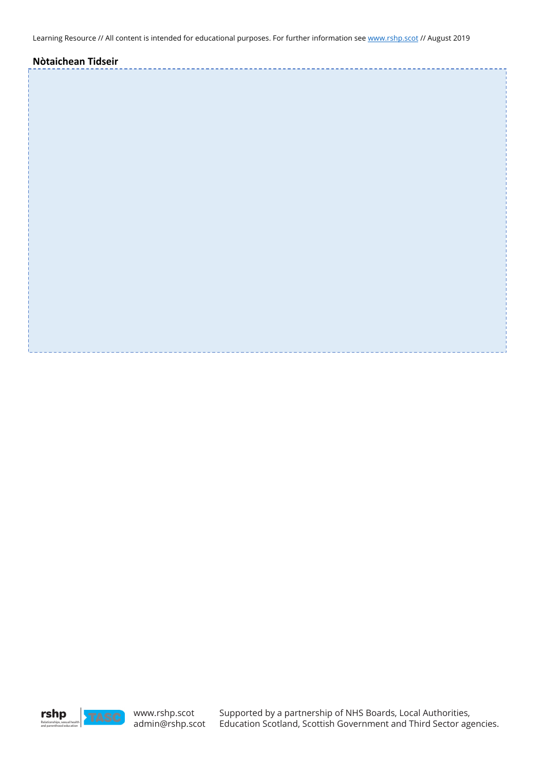## Nòtaichean Tidseir